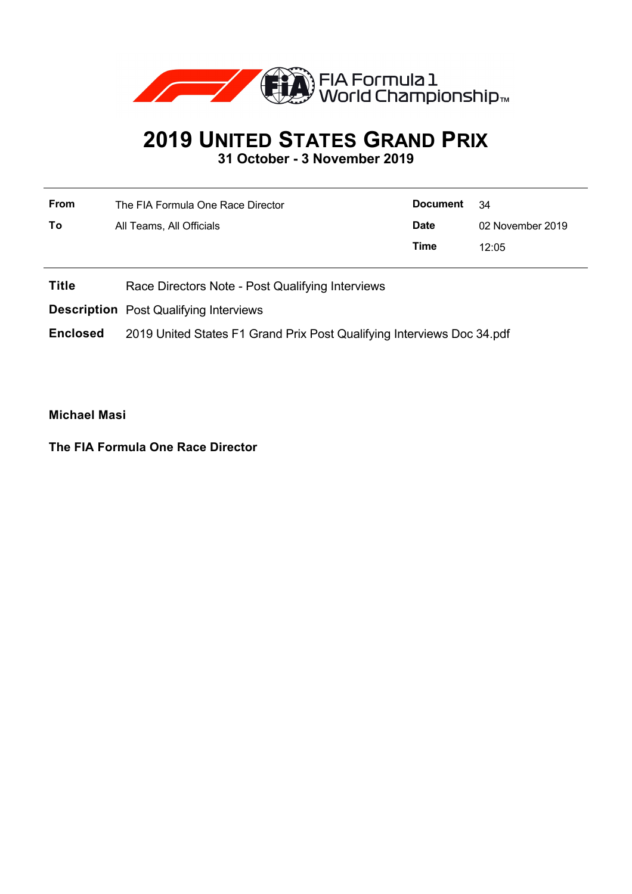# 2019 UNITED STATES GRAND PRIX

**31 October - 3 November 2019**

| | | | |
|---|---|---|---|
| **From** | The FIA Formula One Race Director | **Document** | 34 |
| **To** | All Teams, All Officials | **Date** | 02 November 2019 |
| | | **Time** | 12:05 |

**Title** Race Directors Note - Post Qualifying Interviews

**Description** Post Qualifying Interviews

**Enclosed** 2019 United States F1 Grand Prix Post Qualifying Interviews Doc 34.pdf

**Michael Masi**

**The FIA Formula One Race Director**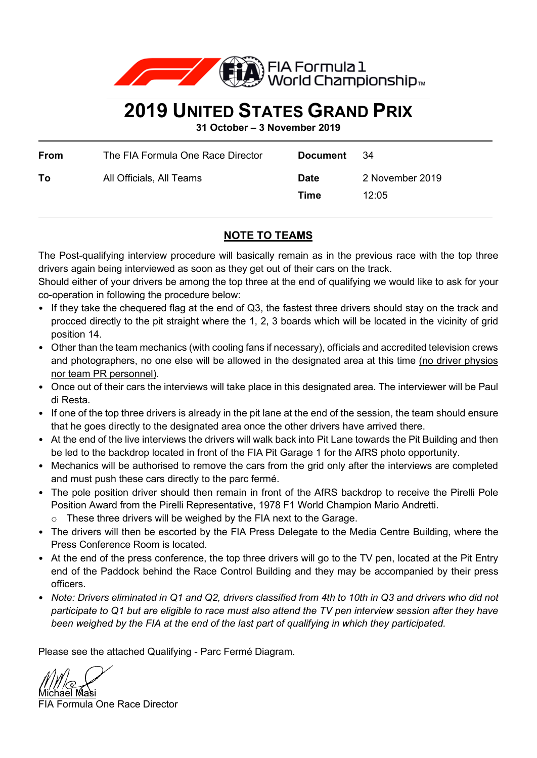# 2019 UNITED STATES GRAND PRIX

**31 October – 3 November 2019**

| | | | |
|---|---|---|---|
| **From** | The FIA Formula One Race Director | **Document** | 34 |
| **To** | All Officials, All Teams | **Date** | 2 November 2019 |
| | | **Time** | 12:05 |

## NOTE TO TEAMS

The Post-qualifying interview procedure will basically remain as in the previous race with the top three drivers again being interviewed as soon as they get out of their cars on the track.

Should either of your drivers be among the top three at the end of qualifying we would like to ask for your co-operation in following the procedure below:

- If they take the chequered flag at the end of Q3, the fastest three drivers should stay on the track and procced directly to the pit straight where the 1, 2, 3 boards which will be located in the vicinity of grid position 14.
- Other than the team mechanics (with cooling fans if necessary), officials and accredited television crews and photographers, no one else will be allowed in the designated area at this time (no driver physios nor team PR personnel).
- Once out of their cars the interviews will take place in this designated area. The interviewer will be Paul di Resta.
- If one of the top three drivers is already in the pit lane at the end of the session, the team should ensure that he goes directly to the designated area once the other drivers have arrived there.
- At the end of the live interviews the drivers will walk back into Pit Lane towards the Pit Building and then be led to the backdrop located in front of the FIA Pit Garage 1 for the AfRS photo opportunity.
- Mechanics will be authorised to remove the cars from the grid only after the interviews are completed and must push these cars directly to the parc fermé.
- The pole position driver should then remain in front of the AfRS backdrop to receive the Pirelli Pole Position Award from the Pirelli Representative, 1978 F1 World Champion Mario Andretti.
  - These three drivers will be weighed by the FIA next to the Garage.
- The drivers will then be escorted by the FIA Press Delegate to the Media Centre Building, where the Press Conference Room is located.
- At the end of the press conference, the top three drivers will go to the TV pen, located at the Pit Entry end of the Paddock behind the Race Control Building and they may be accompanied by their press officers.
- *Note: Drivers eliminated in Q1 and Q2, drivers classified from 4th to 10th in Q3 and drivers who did not participate to Q1 but are eligible to race must also attend the TV pen interview session after they have been weighed by the FIA at the end of the last part of qualifying in which they participated.*

Please see the attached Qualifying - Parc Fermé Diagram.

Michael Masi
FIA Formula One Race Director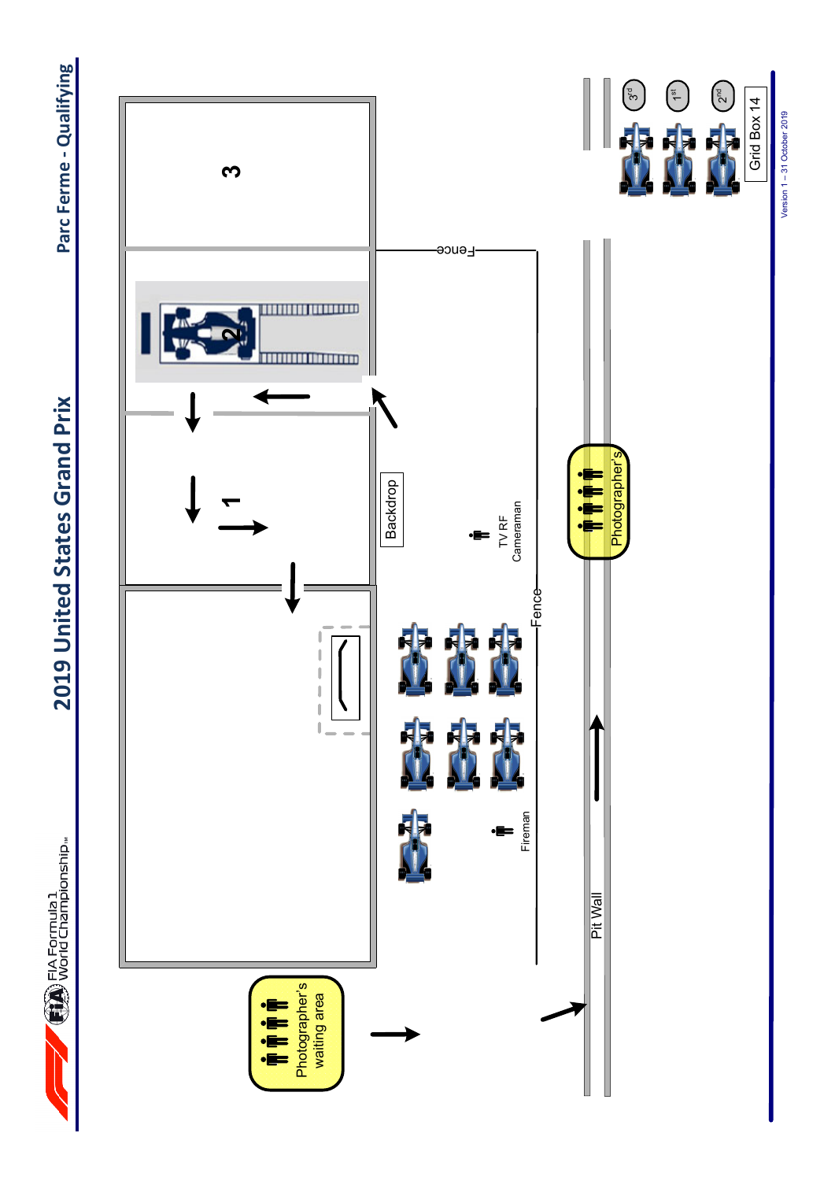# 2019 United States Grand Prix

## Parc Ferme - Qualifying

FIA Formula 1 World Championship™

3

2

1

Backdrop

Fence

TV RF Cameraman

Fireman

Photographer's

Photographer's waiting area

Pit Wall

Grid Box 14

3rd

1st

2nd

Version 1 – 31 October 2019